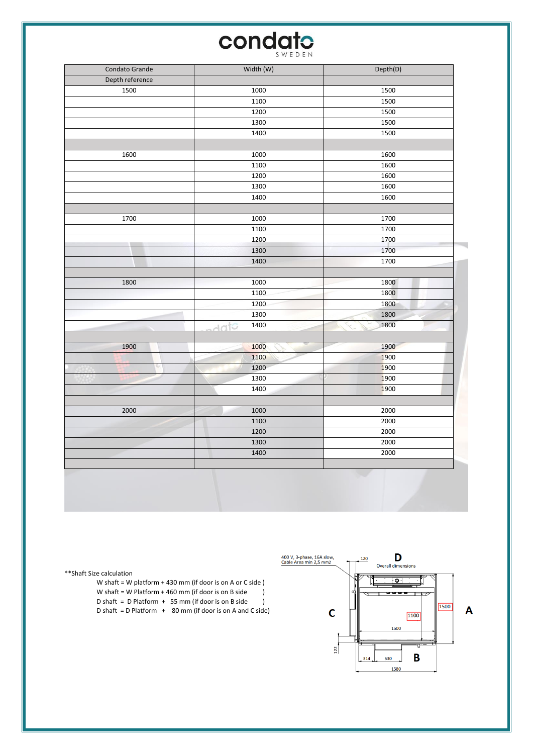# condato

SWEDEN

| Condato Grande | Width (W) | Depth(D) |
|---|---|---|
| Depth reference | | |
| 1500 | 1000 | 1500 |
| | 1100 | 1500 |
| | 1200 | 1500 |
| | 1300 | 1500 |
| | 1400 | 1500 |
| | | |
| 1600 | 1000 | 1600 |
| | 1100 | 1600 |
| | 1200 | 1600 |
| | 1300 | 1600 |
| | 1400 | 1600 |
| | | |
| 1700 | 1000 | 1700 |
| | 1100 | 1700 |
| | 1200 | 1700 |
| | 1300 | 1700 |
| | 1400 | 1700 |
| | | |
| 1800 | 1000 | 1800 |
| | 1100 | 1800 |
| | 1200 | 1800 |
| | 1300 | 1800 |
| | 1400 | 1800 |
| | | |
| 1900 | 1000 | 1900 |
| | 1100 | 1900 |
| | 1200 | 1900 |
| | 1300 | 1900 |
| | 1400 | 1900 |
| | | |
| 2000 | 1000 | 2000 |
| | 1100 | 2000 |
| | 1200 | 2000 |
| | 1300 | 2000 |
| | 1400 | 2000 |
| | | |

**Shaft Size calculation

W shaft = W platform + 430 mm (if door is on A or C side )
W shaft = W Platform + 460 mm (if door is on B side )
D shaft = D Platform + 55 mm (if door is on B side )
D shaft = D Platform + 80 mm (if door is on A and C side)

400 V, 3-phase, 16A slow, Cable Area min 2,5 mm2

D
Overall dimensions

120

1500

1100

1500

A

C

B

122

314

530

1580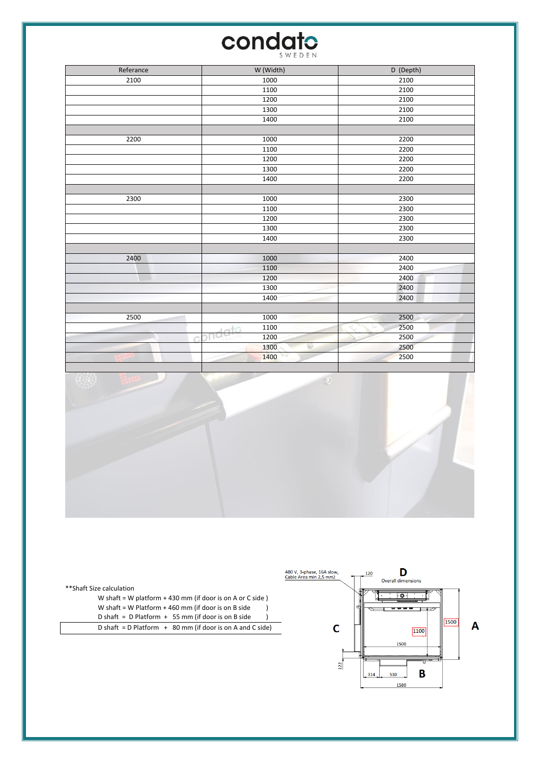| Referance | W (Width) | D (Depth) |
|---|---|---|
| 2100 | 1000 | 2100 |
| | 1100 | 2100 |
| | 1200 | 2100 |
| | 1300 | 2100 |
| | 1400 | 2100 |
| | | |
| 2200 | 1000 | 2200 |
| | 1100 | 2200 |
| | 1200 | 2200 |
| | 1300 | 2200 |
| | 1400 | 2200 |
| | | |
| 2300 | 1000 | 2300 |
| | 1100 | 2300 |
| | 1200 | 2300 |
| | 1300 | 2300 |
| | 1400 | 2300 |
| | | |
| 2400 | 1000 | 2400 |
| | 1100 | 2400 |
| | 1200 | 2400 |
| | 1300 | 2400 |
| | 1400 | 2400 |
| | | |
| 2500 | 1000 | 2500 |
| | 1100 | 2500 |
| | 1200 | 2500 |
| | 1300 | 2500 |
| | 1400 | 2500 |
| | | |

**Shaft Size calculation

W shaft = W platform + 430 mm (if door is on A or C side )
W shaft = W Platform + 460 mm (if door is on B side )
D shaft = D Platform + 55 mm (if door is on B side )
D shaft = D Platform + 80 mm (if door is on A and C side)

400 V, 3-phase, 16A slow,
Cable Area min 2,5 mm2

120

D

Overall dimensions

C

A

B

1500

1100

1500

122

314

530

1580